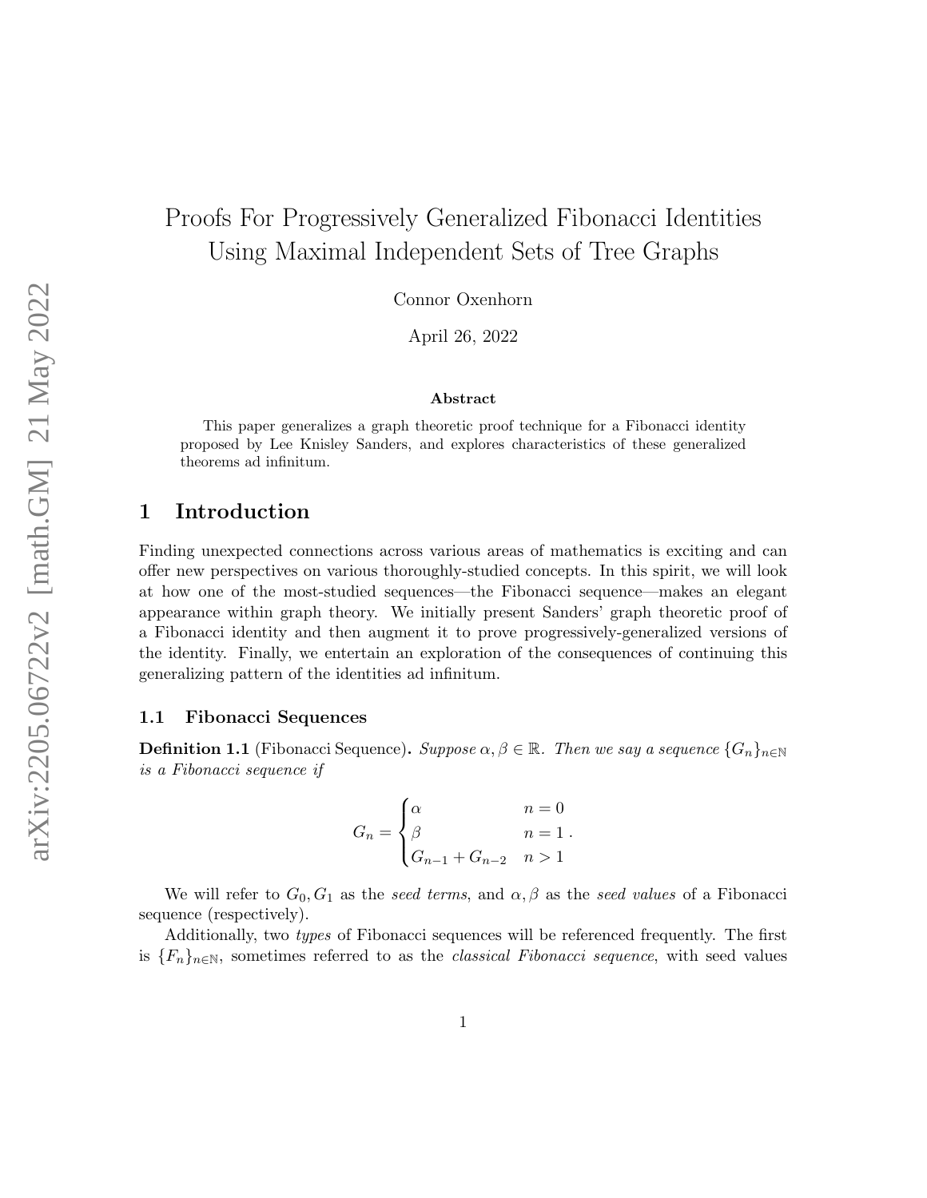# Proofs For Progressively Generalized Fibonacci Identities Using Maximal Independent Sets of Tree Graphs

Connor Oxenhorn

April 26, 2022

### Abstract

This paper generalizes a graph theoretic proof technique for a Fibonacci identity proposed by Lee Knisley Sanders, and explores characteristics of these generalized theorems ad infinitum.

## 1 Introduction

Finding unexpected connections across various areas of mathematics is exciting and can offer new perspectives on various thoroughly-studied concepts. In this spirit, we will look at how one of the most-studied sequences—the Fibonacci sequence—makes an elegant appearance within graph theory. We initially present Sanders' graph theoretic proof of a Fibonacci identity and then augment it to prove progressively-generalized versions of the identity. Finally, we entertain an exploration of the consequences of continuing this generalizing pattern of the identities ad infinitum.

### 1.1 Fibonacci Sequences

**Definition 1.1** (Fibonacci Sequence)**.** *Suppose $\alpha, \beta \in \mathbb{R}$. Then we say a sequence $\{G_n\}_{n\in\mathbb{N}}$ is a Fibonacci sequence if*

$$G_n = \begin{cases} \alpha & n = 0 \\ \beta & n = 1 \\ G_{n-1} + G_{n-2} & n > 1 \end{cases} .$$

We will refer to $G_0, G_1$ as the *seed terms*, and $\alpha, \beta$ as the *seed values* of a Fibonacci sequence (respectively).

Additionally, two *types* of Fibonacci sequences will be referenced frequently. The first is $\{F_n\}_{n\in\mathbb{N}}$, sometimes referred to as the *classical Fibonacci sequence*, with seed values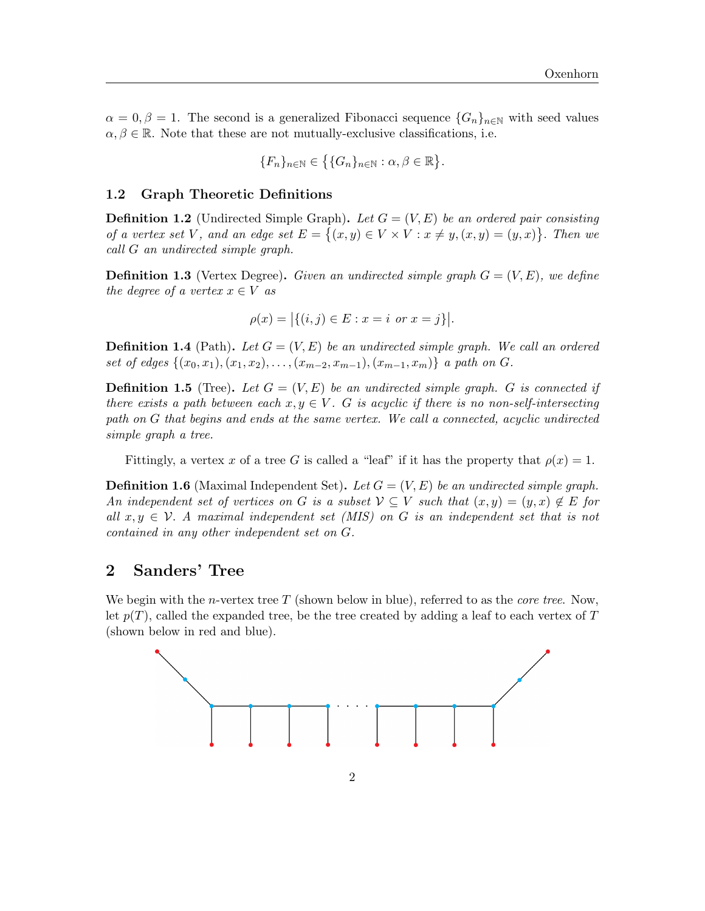$\alpha = 0, \beta = 1$. The second is a generalized Fibonacci sequence $\{G_n\}_{n\in\mathbb{N}}$ with seed values $\alpha, \beta \in \mathbb{R}$. Note that these are not mutually-exclusive classifications, i.e.

$$\{F_n\}_{n\in\mathbb{N}} \in \big\{\{G_n\}_{n\in\mathbb{N}} : \alpha, \beta \in \mathbb{R}\big\}.$$

### 1.2 Graph Theoretic Definitions

**Definition 1.2** (Undirected Simple Graph)**.** *Let $G = (V, E)$ be an ordered pair consisting of a vertex set $V$, and an edge set $E = \big\{(x, y) \in V \times V : x \neq y, (x, y) = (y, x)\big\}$. Then we call $G$ an undirected simple graph.*

**Definition 1.3** (Vertex Degree)**.** *Given an undirected simple graph $G = (V, E)$, we define the degree of a vertex $x \in V$ as*

$$\rho(x) = \big|\{(i, j) \in E : x = i \text{ or } x = j\}\big|.$$

**Definition 1.4** (Path)**.** *Let $G = (V, E)$ be an undirected simple graph. We call an ordered set of edges $\{(x_0, x_1), (x_1, x_2), \ldots, (x_{m-2}, x_{m-1}), (x_{m-1}, x_m)\}$ a path on $G$.*

**Definition 1.5** (Tree)**.** *Let $G = (V, E)$ be an undirected simple graph. $G$ is connected if there exists a path between each $x, y \in V$. $G$ is acyclic if there is no non-self-intersecting path on $G$ that begins and ends at the same vertex. We call a connected, acyclic undirected simple graph a tree.*

Fittingly, a vertex $x$ of a tree $G$ is called a "leaf" if it has the property that $\rho(x) = 1$.

**Definition 1.6** (Maximal Independent Set)**.** *Let $G = (V, E)$ be an undirected simple graph. An independent set of vertices on $G$ is a subset $\mathcal{V} \subseteq V$ such that $(x, y) = (y, x) \notin E$ for all $x, y \in \mathcal{V}$. A maximal independent set (MIS) on $G$ is an independent set that is not contained in any other independent set on $G$.*

## 2 Sanders' Tree

We begin with the $n$-vertex tree $T$ (shown below in blue), referred to as the *core tree*. Now, let $p(T)$, called the expanded tree, be the tree created by adding a leaf to each vertex of $T$ (shown below in red and blue).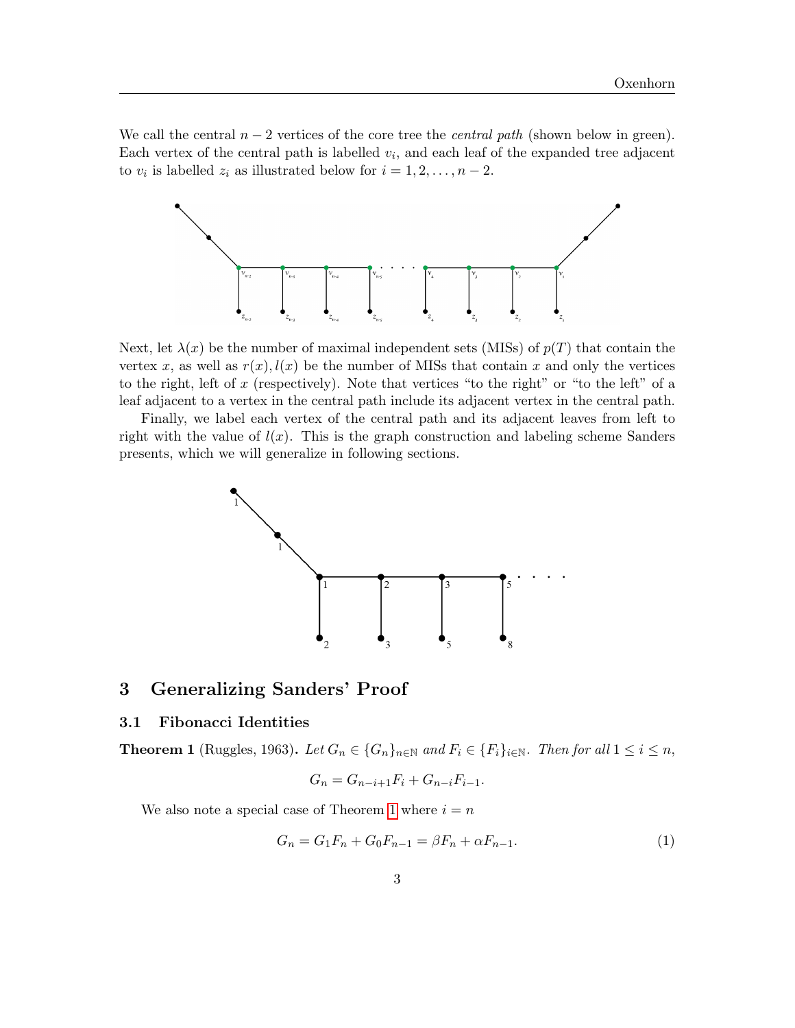We call the central $n-2$ vertices of the core tree the *central path* (shown below in green). Each vertex of the central path is labelled $v_i$, and each leaf of the expanded tree adjacent to $v_i$ is labelled $z_i$ as illustrated below for $i = 1, 2, \ldots, n-2$.

Next, let $\lambda(x)$ be the number of maximal independent sets (MISs) of $p(T)$ that contain the vertex $x$, as well as $r(x), l(x)$ be the number of MISs that contain $x$ and only the vertices to the right, left of $x$ (respectively). Note that vertices "to the right" or "to the left" of a leaf adjacent to a vertex in the central path include its adjacent vertex in the central path.

Finally, we label each vertex of the central path and its adjacent leaves from left to right with the value of $l(x)$. This is the graph construction and labeling scheme Sanders presents, which we will generalize in following sections.

## 3 Generalizing Sanders' Proof

### 3.1 Fibonacci Identities

**Theorem 1** (Ruggles, 1963)**.** *Let $G_n \in \{G_n\}_{n\in\mathbb{N}}$ and $F_i \in \{F_i\}_{i\in\mathbb{N}}$. Then for all $1 \le i \le n$,*

$$G_n = G_{n-i+1}F_i + G_{n-i}F_{i-1}.$$

We also note a special case of Theorem 1 where $i = n$

$$G_n = G_1F_n + G_0F_{n-1} = \beta F_n + \alpha F_{n-1}. \tag{1}$$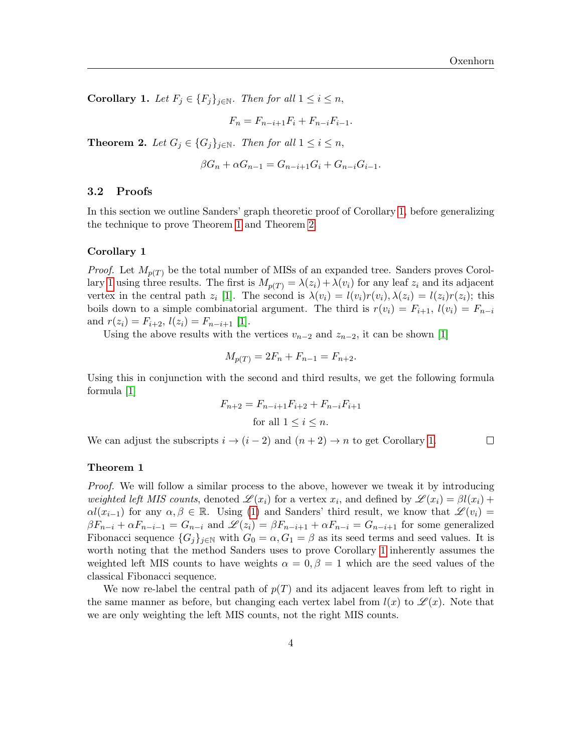**Corollary 1.** *Let $F_j \in \{F_j\}_{j\in\mathbb{N}}$. Then for all $1 \le i \le n$,*

$$F_n = F_{n-i+1}F_i + F_{n-i}F_{i-1}.$$

**Theorem 2.** *Let $G_j \in \{G_j\}_{j\in\mathbb{N}}$. Then for all $1 \le i \le n$,*

$$\beta G_n + \alpha G_{n-1} = G_{n-i+1}G_i + G_{n-i}G_{i-1}.$$

### 3.2 Proofs

In this section we outline Sanders' graph theoretic proof of Corollary 1, before generalizing the technique to prove Theorem 1 and Theorem 2.

#### Corollary 1

*Proof.* Let $M_{p(T)}$ be the total number of MISs of an expanded tree. Sanders proves Corollary 1 using three results. The first is $M_{p(T)} = \lambda(z_i) + \lambda(v_i)$ for any leaf $z_i$ and its adjacent vertex in the central path $z_i$ [1]. The second is $\lambda(v_i) = l(v_i)r(v_i), \lambda(z_i) = l(z_i)r(z_i)$; this boils down to a simple combinatorial argument. The third is $r(v_i) = F_{i+1}$, $l(v_i) = F_{n-i}$ and $r(z_i) = F_{i+2}$, $l(z_i) = F_{n-i+1}$ [1].

Using the above results with the vertices $v_{n-2}$ and $z_{n-2}$, it can be shown [1]

$$M_{p(T)} = 2F_n + F_{n-1} = F_{n+2}.$$

Using this in conjunction with the second and third results, we get the following formula formula [1]

$$F_{n+2} = F_{n-i+1}F_{i+2} + F_{n-i}F_{i+1}$$
$$\text{for all } 1 \le i \le n.$$

We can adjust the subscripts $i \to (i-2)$ and $(n+2) \to n$ to get Corollary 1. □

#### Theorem 1

*Proof.* We will follow a similar process to the above, however we tweak it by introducing *weighted left MIS counts*, denoted $\mathscr{L}(x_i)$ for a vertex $x_i$, and defined by $\mathscr{L}(x_i) = \beta l(x_i) + \alpha l(x_{i-1})$ for any $\alpha, \beta \in \mathbb{R}$. Using (1) and Sanders' third result, we know that $\mathscr{L}(v_i) = \beta F_{n-i} + \alpha F_{n-i-1} = G_{n-i}$ and $\mathscr{L}(z_i) = \beta F_{n-i+1} + \alpha F_{n-i} = G_{n-i+1}$ for some generalized Fibonacci sequence $\{G_j\}_{j\in\mathbb{N}}$ with $G_0 = \alpha, G_1 = \beta$ as its seed terms and seed values. It is worth noting that the method Sanders uses to prove Corollary 1 inherently assumes the weighted left MIS counts to have weights $\alpha = 0, \beta = 1$ which are the seed values of the classical Fibonacci sequence.

We now re-label the central path of $p(T)$ and its adjacent leaves from left to right in the same manner as before, but changing each vertex label from $l(x)$ to $\mathscr{L}(x)$. Note that we are only weighting the left MIS counts, not the right MIS counts.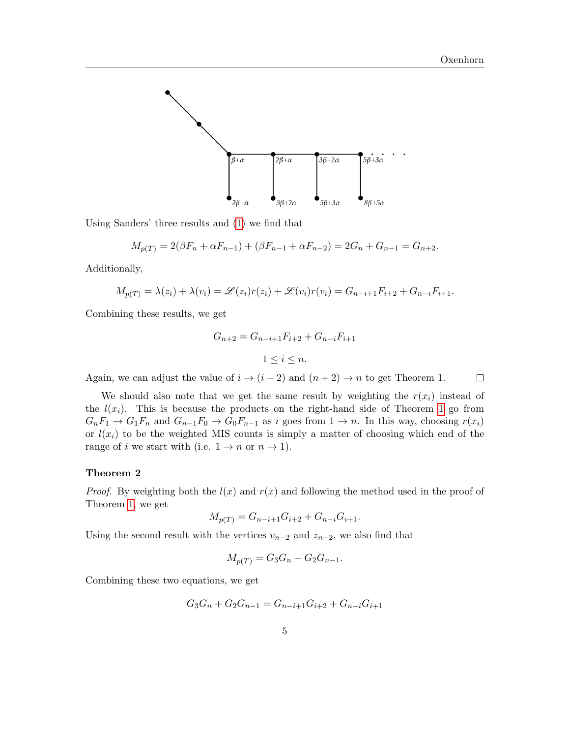Using Sanders' three results and (1) we find that

$$M_{p(T)} = 2(\beta F_n + \alpha F_{n-1}) + (\beta F_{n-1} + \alpha F_{n-2}) = 2G_n + G_{n-1} = G_{n+2}.$$

Additionally,

$$M_{p(T)} = \lambda(z_i) + \lambda(v_i) = \mathscr{L}(z_i)r(z_i) + \mathscr{L}(v_i)r(v_i) = G_{n-i+1}F_{i+2} + G_{n-i}F_{i+1}.$$

Combining these results, we get

$$G_{n+2} = G_{n-i+1}F_{i+2} + G_{n-i}F_{i+1}$$

$$1 \leq i \leq n.$$

Again, we can adjust the value of $i \to (i-2)$ and $(n+2) \to n$ to get Theorem 1. ◻

We should also note that we get the same result by weighting the $r(x_i)$ instead of the $l(x_i)$. This is because the products on the right-hand side of Theorem 1 go from $G_nF_1 \to G_1F_n$ and $G_{n-1}F_0 \to G_0F_{n-1}$ as $i$ goes from $1 \to n$. In this way, choosing $r(x_i)$ or $l(x_i)$ to be the weighted MIS counts is simply a matter of choosing which end of the range of $i$ we start with (i.e. $1 \to n$ or $n \to 1$).

**Theorem 2**

*Proof.* By weighting both the $l(x)$ and $r(x)$ and following the method used in the proof of Theorem 1, we get

$$M_{p(T)} = G_{n-i+1}G_{i+2} + G_{n-i}G_{i+1}.$$

Using the second result with the vertices $v_{n-2}$ and $z_{n-2}$, we also find that

$$M_{p(T)} = G_3G_n + G_2G_{n-1}.$$

Combining these two equations, we get

$$G_3G_n + G_2G_{n-1} = G_{n-i+1}G_{i+2} + G_{n-i}G_{i+1}$$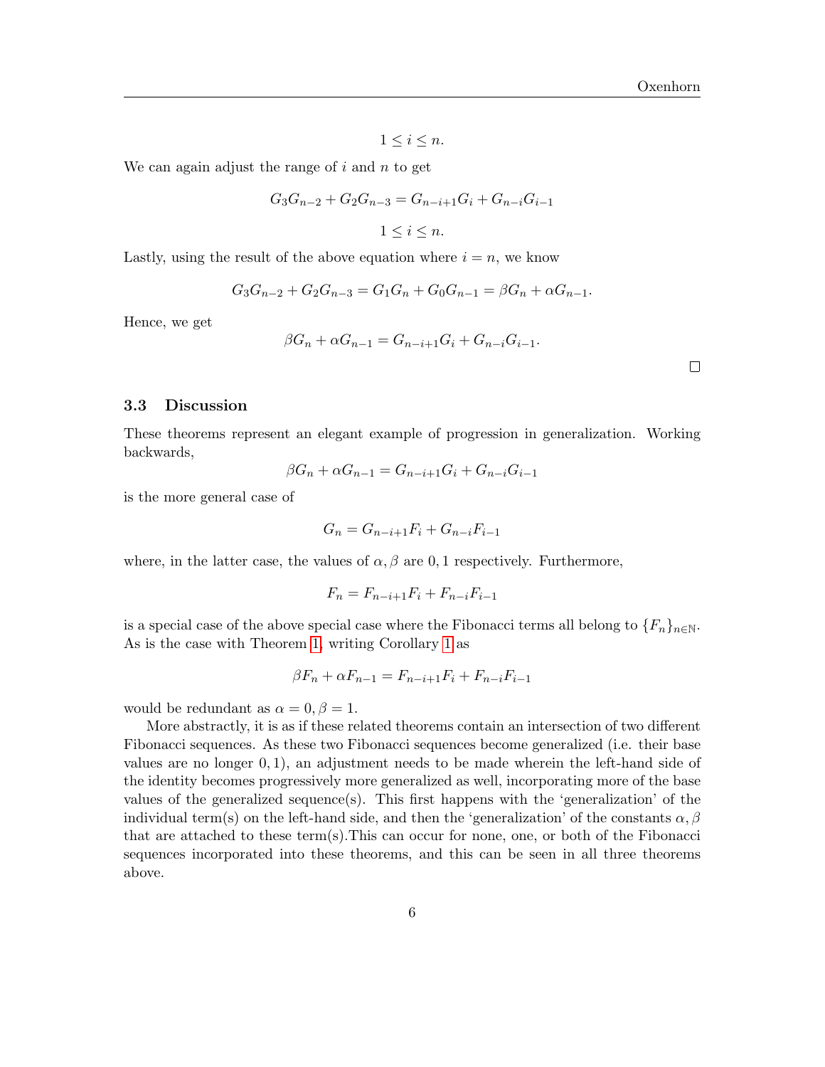$$1 \leq i \leq n.$$

We can again adjust the range of $i$ and $n$ to get

$$G_3 G_{n-2} + G_2 G_{n-3} = G_{n-i+1} G_i + G_{n-i} G_{i-1}$$

$$1 \leq i \leq n.$$

Lastly, using the result of the above equation where $i = n$, we know

$$G_3 G_{n-2} + G_2 G_{n-3} = G_1 G_n + G_0 G_{n-1} = \beta G_n + \alpha G_{n-1}.$$

Hence, we get

$$\beta G_n + \alpha G_{n-1} = G_{n-i+1} G_i + G_{n-i} G_{i-1}.$$

□

### 3.3 Discussion

These theorems represent an elegant example of progression in generalization. Working backwards,

$$\beta G_n + \alpha G_{n-1} = G_{n-i+1} G_i + G_{n-i} G_{i-1}$$

is the more general case of

$$G_n = G_{n-i+1} F_i + G_{n-i} F_{i-1}$$

where, in the latter case, the values of $\alpha, \beta$ are $0, 1$ respectively. Furthermore,

$$F_n = F_{n-i+1} F_i + F_{n-i} F_{i-1}$$

is a special case of the above special case where the Fibonacci terms all belong to $\{F_n\}_{n \in \mathbb{N}}$. As is the case with Theorem 1, writing Corollary 1 as

$$\beta F_n + \alpha F_{n-1} = F_{n-i+1} F_i + F_{n-i} F_{i-1}$$

would be redundant as $\alpha = 0, \beta = 1$.

More abstractly, it is as if these related theorems contain an intersection of two different Fibonacci sequences. As these two Fibonacci sequences become generalized (i.e. their base values are no longer $0, 1$), an adjustment needs to be made wherein the left-hand side of the identity becomes progressively more generalized as well, incorporating more of the base values of the generalized sequence(s). This first happens with the 'generalization' of the individual term(s) on the left-hand side, and then the 'generalization' of the constants $\alpha, \beta$ that are attached to these term(s).This can occur for none, one, or both of the Fibonacci sequences incorporated into these theorems, and this can be seen in all three theorems above.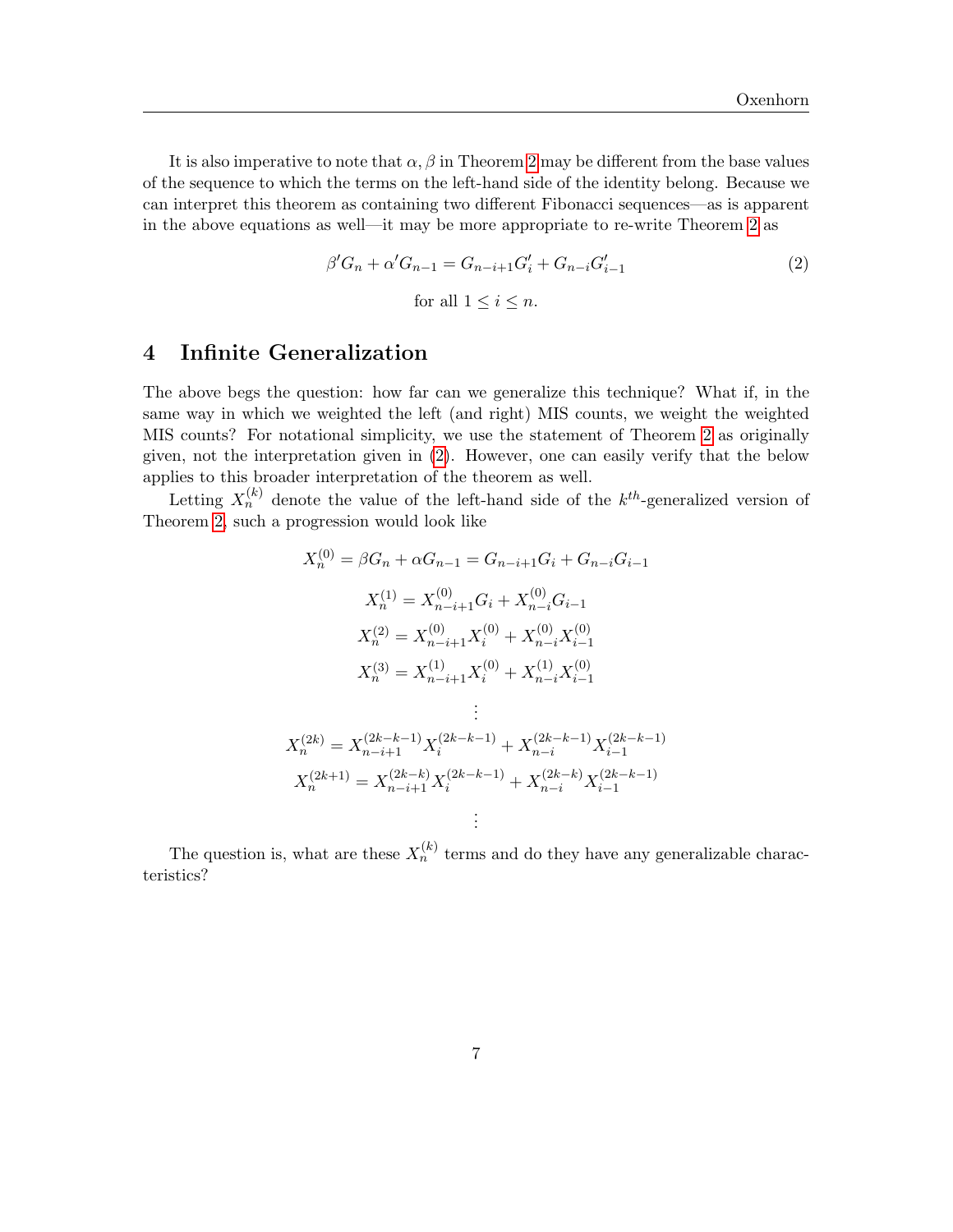It is also imperative to note that $\alpha, \beta$ in Theorem 2 may be different from the base values of the sequence to which the terms on the left-hand side of the identity belong. Because we can interpret this theorem as containing two different Fibonacci sequences—as is apparent in the above equations as well—it may be more appropriate to re-write Theorem 2 as

$$\beta' G_n + \alpha' G_{n-1} = G_{n-i+1} G'_i + G_{n-i} G'_{i-1} \tag{2}$$

$$\text{for all } 1 \leq i \leq n.$$

## 4 Infinite Generalization

The above begs the question: how far can we generalize this technique? What if, in the same way in which we weighted the left (and right) MIS counts, we weight the weighted MIS counts? For notational simplicity, we use the statement of Theorem 2 as originally given, not the interpretation given in (2). However, one can easily verify that the below applies to this broader interpretation of the theorem as well.

Letting $X_n^{(k)}$ denote the value of the left-hand side of the $k^{th}$-generalized version of Theorem 2, such a progression would look like

$$X_n^{(0)} = \beta G_n + \alpha G_{n-1} = G_{n-i+1} G_i + G_{n-i} G_{i-1}$$

$$X_n^{(1)} = X_{n-i+1}^{(0)} G_i + X_{n-i}^{(0)} G_{i-1}$$

$$X_n^{(2)} = X_{n-i+1}^{(0)} X_i^{(0)} + X_{n-i}^{(0)} X_{i-1}^{(0)}$$

$$X_n^{(3)} = X_{n-i+1}^{(1)} X_i^{(0)} + X_{n-i}^{(1)} X_{i-1}^{(0)}$$

$$\vdots$$

$$X_n^{(2k)} = X_{n-i+1}^{(2k-k-1)} X_i^{(2k-k-1)} + X_{n-i}^{(2k-k-1)} X_{i-1}^{(2k-k-1)}$$

$$X_n^{(2k+1)} = X_{n-i+1}^{(2k-k)} X_i^{(2k-k-1)} + X_{n-i}^{(2k-k)} X_{i-1}^{(2k-k-1)}$$

$$\vdots$$

The question is, what are these $X_n^{(k)}$ terms and do they have any generalizable characteristics?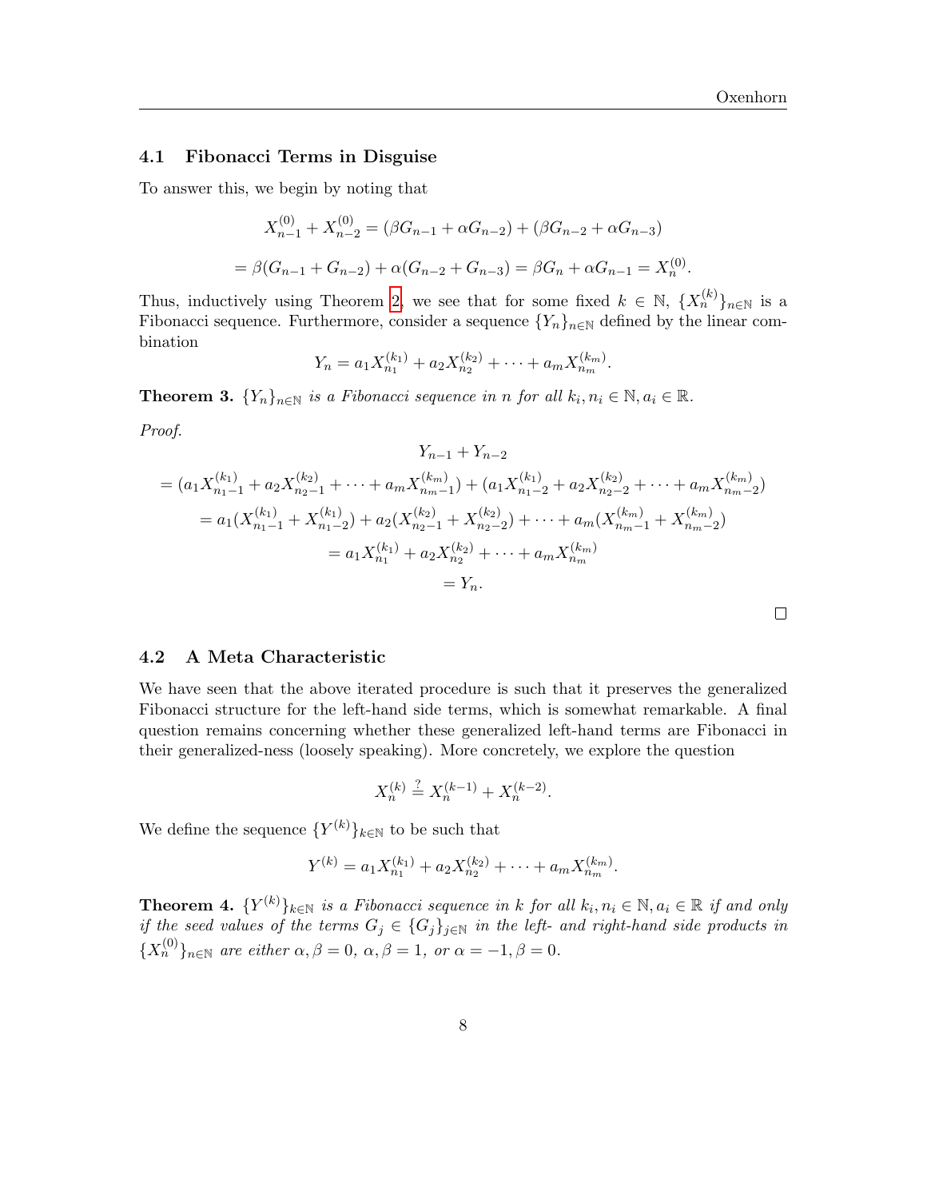### 4.1 Fibonacci Terms in Disguise

To answer this, we begin by noting that

$$X_{n-1}^{(0)} + X_{n-2}^{(0)} = (\beta G_{n-1} + \alpha G_{n-2}) + (\beta G_{n-2} + \alpha G_{n-3})$$

$$= \beta(G_{n-1} + G_{n-2}) + \alpha(G_{n-2} + G_{n-3}) = \beta G_n + \alpha G_{n-1} = X_n^{(0)}.$$

Thus, inductively using Theorem 2, we see that for some fixed $k \in \mathbb{N}$, $\{X_n^{(k)}\}_{n\in\mathbb{N}}$ is a Fibonacci sequence. Furthermore, consider a sequence $\{Y_n\}_{n\in\mathbb{N}}$ defined by the linear combination

$$Y_n = a_1 X_{n_1}^{(k_1)} + a_2 X_{n_2}^{(k_2)} + \cdots + a_m X_{n_m}^{(k_m)}.$$

**Theorem 3.** *$\{Y_n\}_{n\in\mathbb{N}}$ is a Fibonacci sequence in $n$ for all $k_i, n_i \in \mathbb{N}, a_i \in \mathbb{R}$.*

*Proof.*

$$\begin{aligned}
&Y_{n-1} + Y_{n-2} \\
&= (a_1 X_{n_1-1}^{(k_1)} + a_2 X_{n_2-1}^{(k_2)} + \cdots + a_m X_{n_m-1}^{(k_m)}) + (a_1 X_{n_1-2}^{(k_1)} + a_2 X_{n_2-2}^{(k_2)} + \cdots + a_m X_{n_m-2}^{(k_m)}) \\
&= a_1(X_{n_1-1}^{(k_1)} + X_{n_1-2}^{(k_1)}) + a_2(X_{n_2-1}^{(k_2)} + X_{n_2-2}^{(k_2)}) + \cdots + a_m(X_{n_m-1}^{(k_m)} + X_{n_m-2}^{(k_m)}) \\
&= a_1 X_{n_1}^{(k_1)} + a_2 X_{n_2}^{(k_2)} + \cdots + a_m X_{n_m}^{(k_m)} \\
&= Y_n.
\end{aligned}$$

□

### 4.2 A Meta Characteristic

We have seen that the above iterated procedure is such that it preserves the generalized Fibonacci structure for the left-hand side terms, which is somewhat remarkable. A final question remains concerning whether these generalized left-hand terms are Fibonacci in their generalized-ness (loosely speaking). More concretely, we explore the question

$$X_n^{(k)} \stackrel{?}{=} X_n^{(k-1)} + X_n^{(k-2)}.$$

We define the sequence $\{Y^{(k)}\}_{k\in\mathbb{N}}$ to be such that

$$Y^{(k)} = a_1 X_{n_1}^{(k_1)} + a_2 X_{n_2}^{(k_2)} + \cdots + a_m X_{n_m}^{(k_m)}.$$

**Theorem 4.** *$\{Y^{(k)}\}_{k\in\mathbb{N}}$ is a Fibonacci sequence in $k$ for all $k_i, n_i \in \mathbb{N}, a_i \in \mathbb{R}$ if and only if the seed values of the terms $G_j \in \{G_j\}_{j\in\mathbb{N}}$ in the left- and right-hand side products in $\{X_n^{(0)}\}_{n\in\mathbb{N}}$ are either $\alpha, \beta = 0$, $\alpha, \beta = 1$, or $\alpha = -1, \beta = 0$.*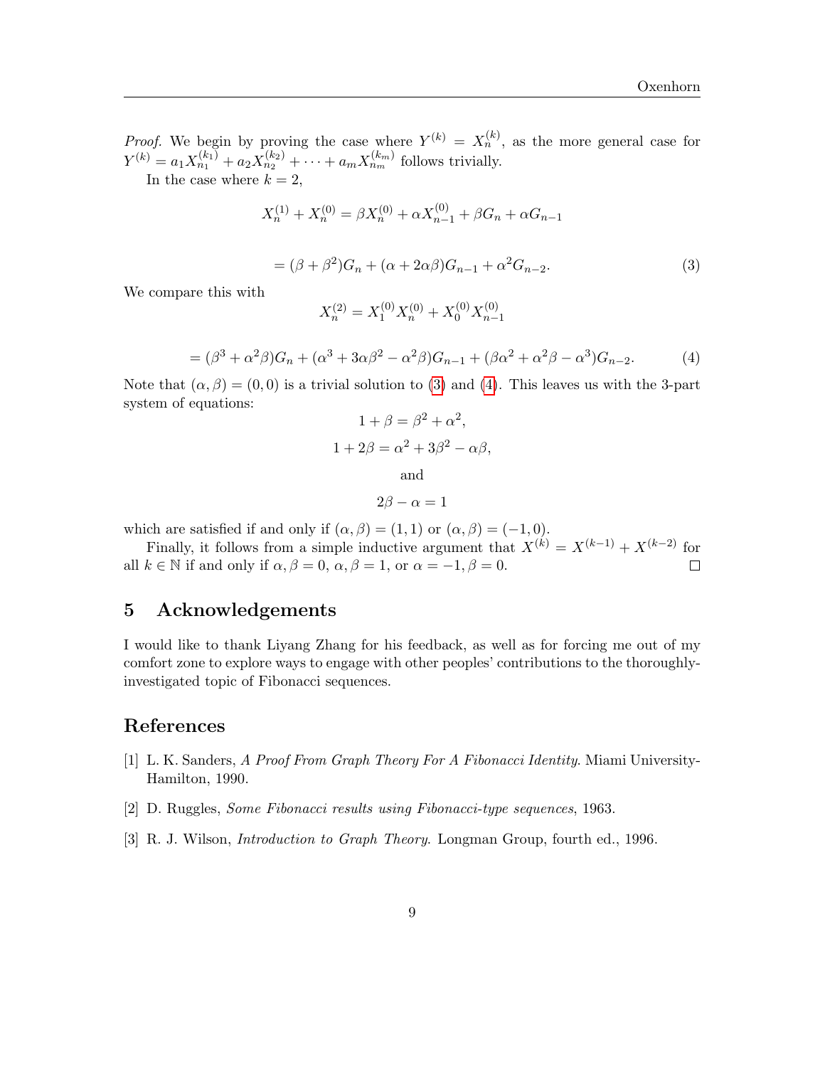*Proof.* We begin by proving the case where $Y^{(k)} = X_n^{(k)}$, as the more general case for $Y^{(k)} = a_1 X_{n_1}^{(k_1)} + a_2 X_{n_2}^{(k_2)} + \cdots + a_m X_{n_m}^{(k_m)}$ follows trivially.

In the case where $k = 2$,

$$X_n^{(1)} + X_n^{(0)} = \beta X_n^{(0)} + \alpha X_{n-1}^{(0)} + \beta G_n + \alpha G_{n-1}$$

$$= (\beta + \beta^2) G_n + (\alpha + 2\alpha\beta) G_{n-1} + \alpha^2 G_{n-2}. \tag{3}$$

We compare this with

$$X_n^{(2)} = X_1^{(0)} X_n^{(0)} + X_0^{(0)} X_{n-1}^{(0)}$$

$$= (\beta^3 + \alpha^2\beta) G_n + (\alpha^3 + 3\alpha\beta^2 - \alpha^2\beta) G_{n-1} + (\beta\alpha^2 + \alpha^2\beta - \alpha^3) G_{n-2}. \tag{4}$$

Note that $(\alpha, \beta) = (0, 0)$ is a trivial solution to (3) and (4). This leaves us with the 3-part system of equations:

$$1 + \beta = \beta^2 + \alpha^2,$$

$$1 + 2\beta = \alpha^2 + 3\beta^2 - \alpha\beta,$$

and

$$2\beta - \alpha = 1$$

which are satisfied if and only if $(\alpha, \beta) = (1, 1)$ or $(\alpha, \beta) = (-1, 0)$.

Finally, it follows from a simple inductive argument that $X^{(k)} = X^{(k-1)} + X^{(k-2)}$ for all $k \in \mathbb{N}$ if and only if $\alpha, \beta = 0$, $\alpha, \beta = 1$, or $\alpha = -1, \beta = 0$. □

## 5 Acknowledgements

I would like to thank Liyang Zhang for his feedback, as well as for forcing me out of my comfort zone to explore ways to engage with other peoples' contributions to the thoroughly-investigated topic of Fibonacci sequences.

## References

[1] L. K. Sanders, *A Proof From Graph Theory For A Fibonacci Identity*. Miami University-Hamilton, 1990.

[2] D. Ruggles, *Some Fibonacci results using Fibonacci-type sequences*, 1963.

[3] R. J. Wilson, *Introduction to Graph Theory*. Longman Group, fourth ed., 1996.